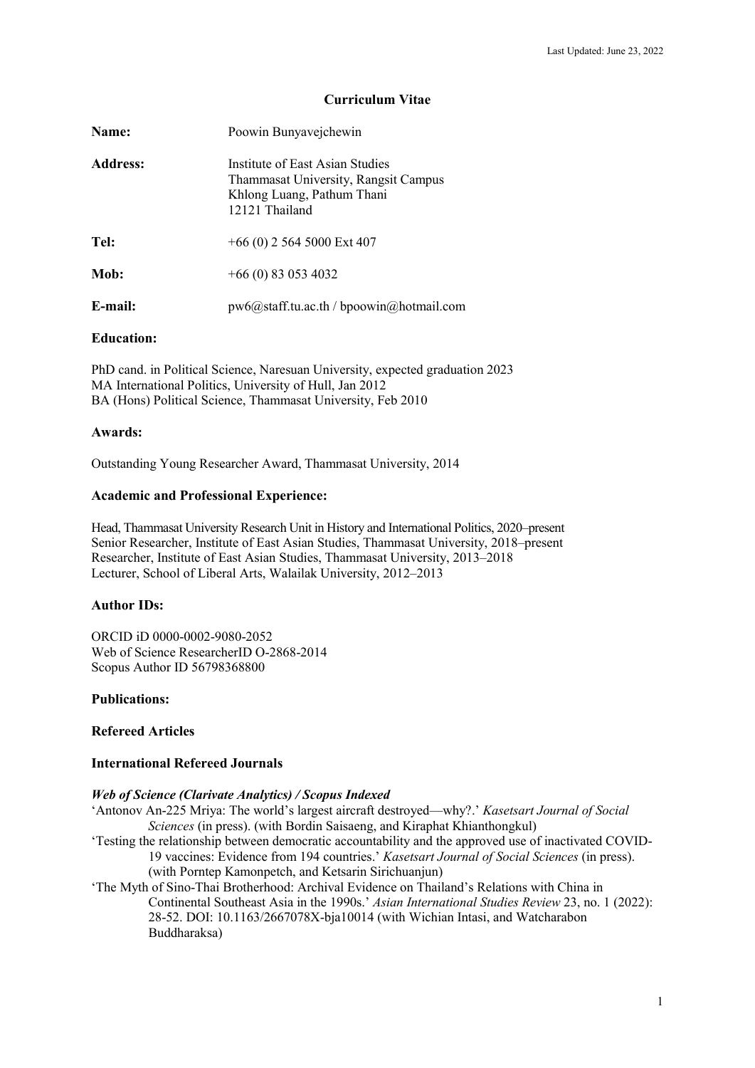Last Updated: June 23, 2022

# Curriculum Vitae

**Name:** Poowin Bunyavejchewin

**Address:** Institute of East Asian Studies
Thammasat University, Rangsit Campus
Khlong Luang, Pathum Thani
12121 Thailand

**Tel:** +66 (0) 2 564 5000 Ext 407

**Mob:** +66 (0) 83 053 4032

**E-mail:** pw6@staff.tu.ac.th / bpoowin@hotmail.com

## Education:

PhD cand. in Political Science, Naresuan University, expected graduation 2023
MA International Politics, University of Hull, Jan 2012
BA (Hons) Political Science, Thammasat University, Feb 2010

## Awards:

Outstanding Young Researcher Award, Thammasat University, 2014

## Academic and Professional Experience:

Head, Thammasat University Research Unit in History and International Politics, 2020–present
Senior Researcher, Institute of East Asian Studies, Thammasat University, 2018–present
Researcher, Institute of East Asian Studies, Thammasat University, 2013–2018
Lecturer, School of Liberal Arts, Walailak University, 2012–2013

## Author IDs:

ORCID iD 0000-0002-9080-2052
Web of Science ResearcherID O-2868-2014
Scopus Author ID 56798368800

## Publications:

### Refereed Articles

### International Refereed Journals

#### *Web of Science (Clarivate Analytics) / Scopus Indexed*

'Antonov An-225 Mriya: The world's largest aircraft destroyed—why?.' *Kasetsart Journal of Social Sciences* (in press). (with Bordin Saisaeng, and Kiraphat Khianthongkul)

'Testing the relationship between democratic accountability and the approved use of inactivated COVID-19 vaccines: Evidence from 194 countries.' *Kasetsart Journal of Social Sciences* (in press). (with Porntep Kamonpetch, and Ketsarin Sirichuanjun)

'The Myth of Sino-Thai Brotherhood: Archival Evidence on Thailand's Relations with China in Continental Southeast Asia in the 1990s.' *Asian International Studies Review* 23, no. 1 (2022): 28-52. DOI: 10.1163/2667078X-bja10014 (with Wichian Intasi, and Watcharabon Buddharaksa)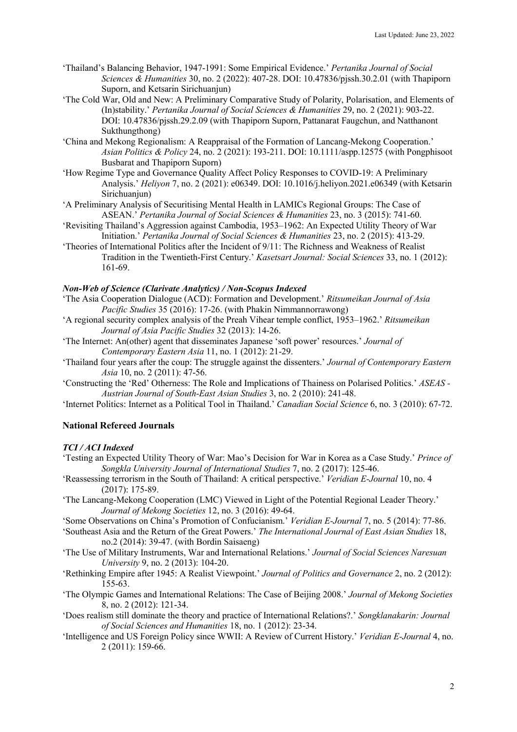'Thailand's Balancing Behavior, 1947-1991: Some Empirical Evidence.' *Pertanika Journal of Social Sciences & Humanities* 30, no. 2 (2022): 407-28. DOI: 10.47836/pjssh.30.2.01 (with Thapiporn Suporn, and Ketsarin Sirichuanjun)

'The Cold War, Old and New: A Preliminary Comparative Study of Polarity, Polarisation, and Elements of (In)stability.' *Pertanika Journal of Social Sciences & Humanities* 29, no. 2 (2021): 903-22. DOI: 10.47836/pjssh.29.2.09 (with Thapiporn Suporn, Pattanarat Faugchun, and Natthanont Sukthungthong)

'China and Mekong Regionalism: A Reappraisal of the Formation of Lancang-Mekong Cooperation.' *Asian Politics & Policy* 24, no. 2 (2021): 193-211. DOI: 10.1111/aspp.12575 (with Pongphisoot Busbarat and Thapiporn Suporn)

'How Regime Type and Governance Quality Affect Policy Responses to COVID-19: A Preliminary Analysis.' *Heliyon* 7, no. 2 (2021): e06349. DOI: 10.1016/j.heliyon.2021.e06349 (with Ketsarin Sirichuanjun)

'A Preliminary Analysis of Securitising Mental Health in LAMICs Regional Groups: The Case of ASEAN.' *Pertanika Journal of Social Sciences & Humanities* 23, no. 3 (2015): 741-60.

'Revisiting Thailand's Aggression against Cambodia, 1953–1962: An Expected Utility Theory of War Initiation.' *Pertanika Journal of Social Sciences & Humanities* 23, no. 2 (2015): 413-29.

'Theories of International Politics after the Incident of 9/11: The Richness and Weakness of Realist Tradition in the Twentieth-First Century.' *Kasetsart Journal: Social Sciences* 33, no. 1 (2012): 161-69.

### *Non-Web of Science (Clarivate Analytics) / Non-Scopus Indexed*

'The Asia Cooperation Dialogue (ACD): Formation and Development.' *Ritsumeikan Journal of Asia Pacific Studies* 35 (2016): 17-26. (with Phakin Nimmannorrawong)

'A regional security complex analysis of the Preah Vihear temple conflict, 1953–1962.' *Ritsumeikan Journal of Asia Pacific Studies* 32 (2013): 14-26.

'The Internet: An(other) agent that disseminates Japanese 'soft power' resources.' *Journal of Contemporary Eastern Asia* 11, no. 1 (2012): 21-29.

'Thailand four years after the coup: The struggle against the dissenters.' *Journal of Contemporary Eastern Asia* 10, no. 2 (2011): 47-56.

'Constructing the 'Red' Otherness: The Role and Implications of Thainess on Polarised Politics.' *ASEAS - Austrian Journal of South-East Asian Studies* 3, no. 2 (2010): 241-48.

'Internet Politics: Internet as a Political Tool in Thailand.' *Canadian Social Science* 6, no. 3 (2010): 67-72.

## National Refereed Journals

### *TCI / ACI Indexed*

'Testing an Expected Utility Theory of War: Mao's Decision for War in Korea as a Case Study.' *Prince of Songkla University Journal of International Studies* 7, no. 2 (2017): 125-46.

'Reassessing terrorism in the South of Thailand: A critical perspective.' *Veridian E-Journal* 10, no. 4 (2017): 175-89.

'The Lancang-Mekong Cooperation (LMC) Viewed in Light of the Potential Regional Leader Theory.' *Journal of Mekong Societies* 12, no. 3 (2016): 49-64.

'Some Observations on China's Promotion of Confucianism.' *Veridian E-Journal* 7, no. 5 (2014): 77-86.

'Southeast Asia and the Return of the Great Powers.' *The International Journal of East Asian Studies* 18, no.2 (2014): 39-47. (with Bordin Saisaeng)

'The Use of Military Instruments, War and International Relations.' *Journal of Social Sciences Naresuan University* 9, no. 2 (2013): 104-20.

'Rethinking Empire after 1945: A Realist Viewpoint.' *Journal of Politics and Governance* 2, no. 2 (2012): 155-63.

'The Olympic Games and International Relations: The Case of Beijing 2008.' *Journal of Mekong Societies* 8, no. 2 (2012): 121-34.

'Does realism still dominate the theory and practice of International Relations?.' *Songklanakarin: Journal of Social Sciences and Humanities* 18, no. 1 (2012): 23-34.

'Intelligence and US Foreign Policy since WWII: A Review of Current History.' *Veridian E-Journal* 4, no. 2 (2011): 159-66.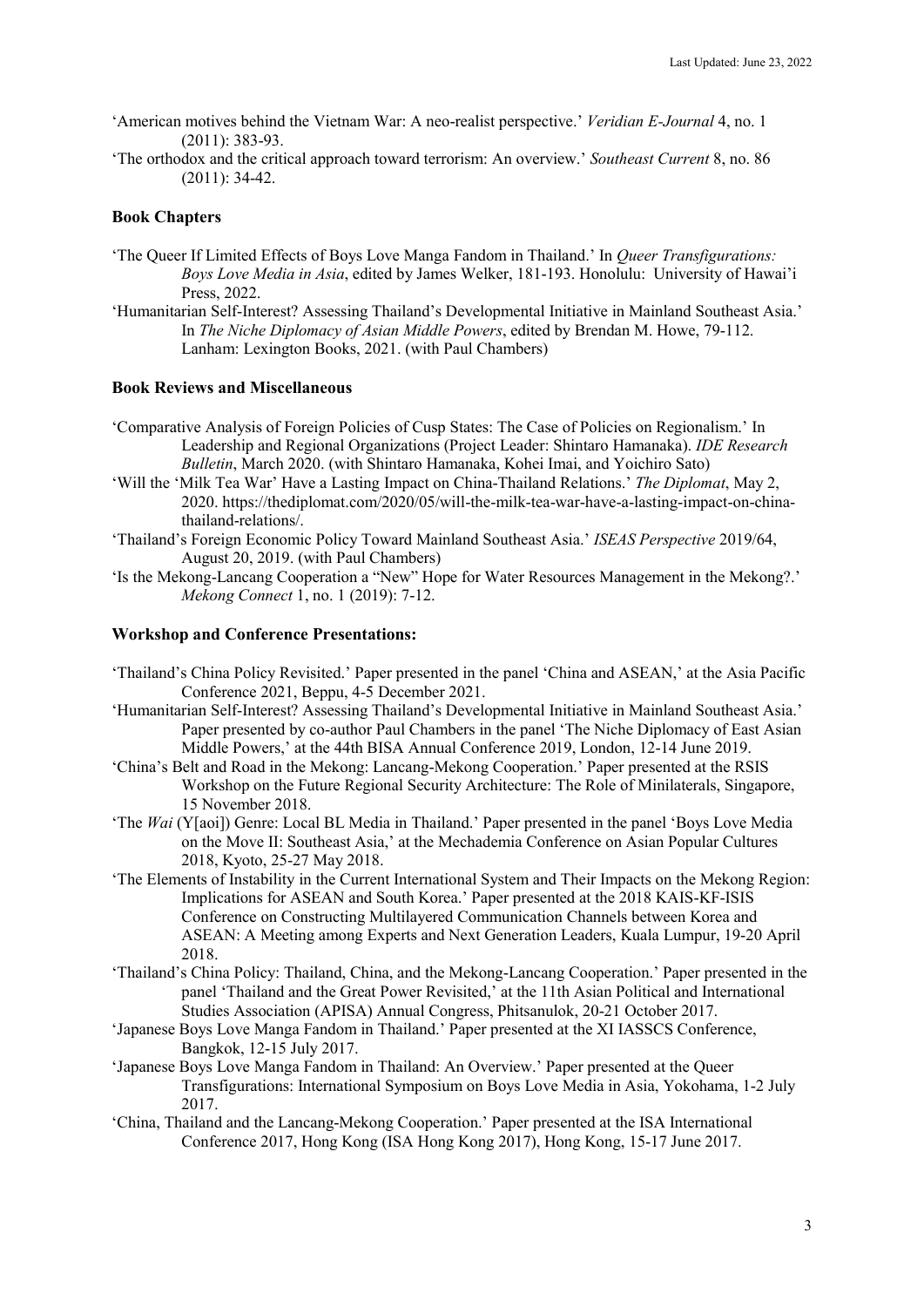'American motives behind the Vietnam War: A neo-realist perspective.' *Veridian E-Journal* 4, no. 1 (2011): 383-93.

'The orthodox and the critical approach toward terrorism: An overview.' *Southeast Current* 8, no. 86 (2011): 34-42.

**Book Chapters**

'The Queer If Limited Effects of Boys Love Manga Fandom in Thailand.' In *Queer Transfigurations: Boys Love Media in Asia*, edited by James Welker, 181-193. Honolulu: University of Hawai'i Press, 2022.

'Humanitarian Self-Interest? Assessing Thailand's Developmental Initiative in Mainland Southeast Asia.' In *The Niche Diplomacy of Asian Middle Powers*, edited by Brendan M. Howe, 79-112. Lanham: Lexington Books, 2021. (with Paul Chambers)

**Book Reviews and Miscellaneous**

'Comparative Analysis of Foreign Policies of Cusp States: The Case of Policies on Regionalism.' In Leadership and Regional Organizations (Project Leader: Shintaro Hamanaka). *IDE Research Bulletin*, March 2020. (with Shintaro Hamanaka, Kohei Imai, and Yoichiro Sato)

'Will the 'Milk Tea War' Have a Lasting Impact on China-Thailand Relations.' *The Diplomat*, May 2, 2020. https://thediplomat.com/2020/05/will-the-milk-tea-war-have-a-lasting-impact-on-china-thailand-relations/.

'Thailand's Foreign Economic Policy Toward Mainland Southeast Asia.' *ISEAS Perspective* 2019/64, August 20, 2019. (with Paul Chambers)

'Is the Mekong-Lancang Cooperation a "New" Hope for Water Resources Management in the Mekong?.' *Mekong Connect* 1, no. 1 (2019): 7-12.

**Workshop and Conference Presentations:**

'Thailand's China Policy Revisited.' Paper presented in the panel 'China and ASEAN,' at the Asia Pacific Conference 2021, Beppu, 4-5 December 2021.

'Humanitarian Self-Interest? Assessing Thailand's Developmental Initiative in Mainland Southeast Asia.' Paper presented by co-author Paul Chambers in the panel 'The Niche Diplomacy of East Asian Middle Powers,' at the 44th BISA Annual Conference 2019, London, 12-14 June 2019.

'China's Belt and Road in the Mekong: Lancang-Mekong Cooperation.' Paper presented at the RSIS Workshop on the Future Regional Security Architecture: The Role of Minilaterals, Singapore, 15 November 2018.

'The *Wai* (Y[aoi]) Genre: Local BL Media in Thailand.' Paper presented in the panel 'Boys Love Media on the Move II: Southeast Asia,' at the Mechademia Conference on Asian Popular Cultures 2018, Kyoto, 25-27 May 2018.

'The Elements of Instability in the Current International System and Their Impacts on the Mekong Region: Implications for ASEAN and South Korea.' Paper presented at the 2018 KAIS-KF-ISIS Conference on Constructing Multilayered Communication Channels between Korea and ASEAN: A Meeting among Experts and Next Generation Leaders, Kuala Lumpur, 19-20 April 2018.

'Thailand's China Policy: Thailand, China, and the Mekong-Lancang Cooperation.' Paper presented in the panel 'Thailand and the Great Power Revisited,' at the 11th Asian Political and International Studies Association (APISA) Annual Congress, Phitsanulok, 20-21 October 2017.

'Japanese Boys Love Manga Fandom in Thailand.' Paper presented at the XI IASSCS Conference, Bangkok, 12-15 July 2017.

'Japanese Boys Love Manga Fandom in Thailand: An Overview.' Paper presented at the Queer Transfigurations: International Symposium on Boys Love Media in Asia, Yokohama, 1-2 July 2017.

'China, Thailand and the Lancang-Mekong Cooperation.' Paper presented at the ISA International Conference 2017, Hong Kong (ISA Hong Kong 2017), Hong Kong, 15-17 June 2017.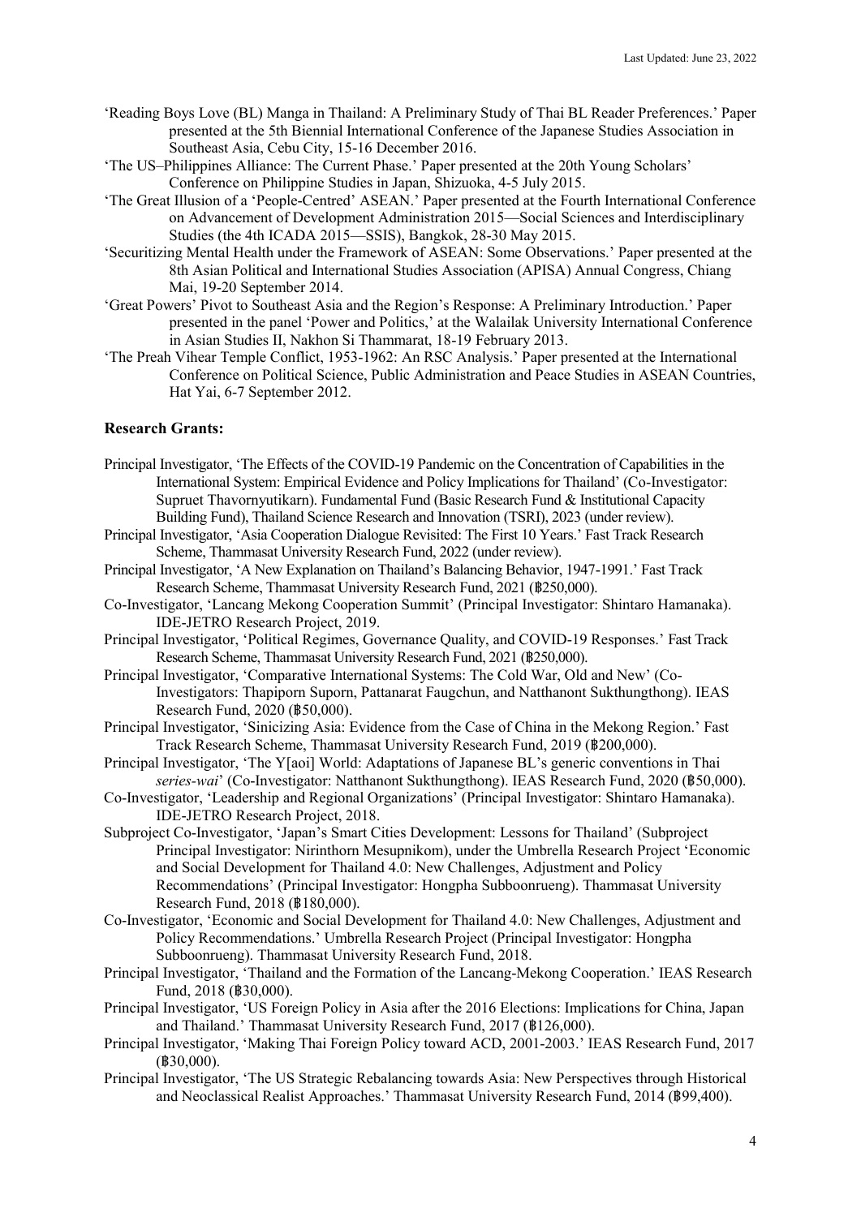'Reading Boys Love (BL) Manga in Thailand: A Preliminary Study of Thai BL Reader Preferences.' Paper presented at the 5th Biennial International Conference of the Japanese Studies Association in Southeast Asia, Cebu City, 15-16 December 2016.

'The US–Philippines Alliance: The Current Phase.' Paper presented at the 20th Young Scholars' Conference on Philippine Studies in Japan, Shizuoka, 4-5 July 2015.

'The Great Illusion of a 'People-Centred' ASEAN.' Paper presented at the Fourth International Conference on Advancement of Development Administration 2015—Social Sciences and Interdisciplinary Studies (the 4th ICADA 2015—SSIS), Bangkok, 28-30 May 2015.

'Securitizing Mental Health under the Framework of ASEAN: Some Observations.' Paper presented at the 8th Asian Political and International Studies Association (APISA) Annual Congress, Chiang Mai, 19-20 September 2014.

'Great Powers' Pivot to Southeast Asia and the Region's Response: A Preliminary Introduction.' Paper presented in the panel 'Power and Politics,' at the Walailak University International Conference in Asian Studies II, Nakhon Si Thammarat, 18-19 February 2013.

'The Preah Vihear Temple Conflict, 1953-1962: An RSC Analysis.' Paper presented at the International Conference on Political Science, Public Administration and Peace Studies in ASEAN Countries, Hat Yai, 6-7 September 2012.

**Research Grants:**

Principal Investigator, 'The Effects of the COVID-19 Pandemic on the Concentration of Capabilities in the International System: Empirical Evidence and Policy Implications for Thailand' (Co-Investigator: Supruet Thavornyutikarn). Fundamental Fund (Basic Research Fund & Institutional Capacity Building Fund), Thailand Science Research and Innovation (TSRI), 2023 (under review).

Principal Investigator, 'Asia Cooperation Dialogue Revisited: The First 10 Years.' Fast Track Research Scheme, Thammasat University Research Fund, 2022 (under review).

Principal Investigator, 'A New Explanation on Thailand's Balancing Behavior, 1947-1991.' Fast Track Research Scheme, Thammasat University Research Fund, 2021 (฿250,000).

Co-Investigator, 'Lancang Mekong Cooperation Summit' (Principal Investigator: Shintaro Hamanaka). IDE-JETRO Research Project, 2019.

Principal Investigator, 'Political Regimes, Governance Quality, and COVID-19 Responses.' Fast Track Research Scheme, Thammasat University Research Fund, 2021 (฿250,000).

Principal Investigator, 'Comparative International Systems: The Cold War, Old and New' (Co-Investigators: Thapiporn Suporn, Pattanarat Faugchun, and Natthanont Sukthungthong). IEAS Research Fund, 2020 (฿50,000).

Principal Investigator, 'Sinicizing Asia: Evidence from the Case of China in the Mekong Region.' Fast Track Research Scheme, Thammasat University Research Fund, 2019 (฿200,000).

Principal Investigator, 'The Y[aoi] World: Adaptations of Japanese BL's generic conventions in Thai *series-wai*' (Co-Investigator: Natthanont Sukthungthong). IEAS Research Fund, 2020 (฿50,000).

Co-Investigator, 'Leadership and Regional Organizations' (Principal Investigator: Shintaro Hamanaka). IDE-JETRO Research Project, 2018.

Subproject Co-Investigator, 'Japan's Smart Cities Development: Lessons for Thailand' (Subproject Principal Investigator: Nirinthorn Mesupnikom), under the Umbrella Research Project 'Economic and Social Development for Thailand 4.0: New Challenges, Adjustment and Policy Recommendations' (Principal Investigator: Hongpha Subboonrueng). Thammasat University Research Fund, 2018 (฿180,000).

Co-Investigator, 'Economic and Social Development for Thailand 4.0: New Challenges, Adjustment and Policy Recommendations.' Umbrella Research Project (Principal Investigator: Hongpha Subboonrueng). Thammasat University Research Fund, 2018.

Principal Investigator, 'Thailand and the Formation of the Lancang-Mekong Cooperation.' IEAS Research Fund, 2018 (฿30,000).

Principal Investigator, 'US Foreign Policy in Asia after the 2016 Elections: Implications for China, Japan and Thailand.' Thammasat University Research Fund, 2017 (฿126,000).

Principal Investigator, 'Making Thai Foreign Policy toward ACD, 2001-2003.' IEAS Research Fund, 2017 (฿30,000).

Principal Investigator, 'The US Strategic Rebalancing towards Asia: New Perspectives through Historical and Neoclassical Realist Approaches.' Thammasat University Research Fund, 2014 (฿99,400).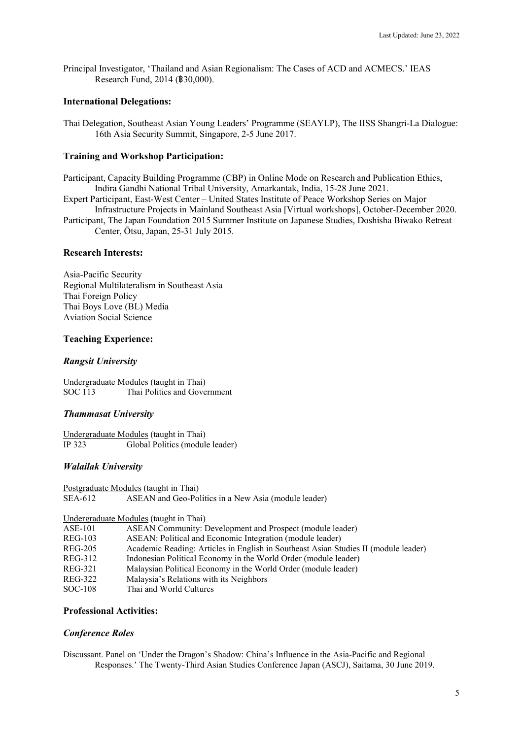Principal Investigator, 'Thailand and Asian Regionalism: The Cases of ACD and ACMECS.' IEAS Research Fund, 2014 (฿30,000).

**International Delegations:**

Thai Delegation, Southeast Asian Young Leaders' Programme (SEAYLP), The IISS Shangri-La Dialogue: 16th Asia Security Summit, Singapore, 2-5 June 2017.

**Training and Workshop Participation:**

Participant, Capacity Building Programme (CBP) in Online Mode on Research and Publication Ethics, Indira Gandhi National Tribal University, Amarkantak, India, 15-28 June 2021.

Expert Participant, East-West Center – United States Institute of Peace Workshop Series on Major Infrastructure Projects in Mainland Southeast Asia [Virtual workshops], October-December 2020.

Participant, The Japan Foundation 2015 Summer Institute on Japanese Studies, Doshisha Biwako Retreat Center, Ōtsu, Japan, 25-31 July 2015.

**Research Interests:**

Asia-Pacific Security
Regional Multilateralism in Southeast Asia
Thai Foreign Policy
Thai Boys Love (BL) Media
Aviation Social Science

**Teaching Experience:**

***Rangsit University***

Undergraduate Modules (taught in Thai)

| | |
|---|---|
| SOC 113 | Thai Politics and Government |

***Thammasat University***

Undergraduate Modules (taught in Thai)

| | |
|---|---|
| IP 323 | Global Politics (module leader) |

***Walailak University***

Postgraduate Modules (taught in Thai)

| | |
|---|---|
| SEA-612 | ASEAN and Geo-Politics in a New Asia (module leader) |

Undergraduate Modules (taught in Thai)

| | |
|---|---|
| ASE-101 | ASEAN Community: Development and Prospect (module leader) |
| REG-103 | ASEAN: Political and Economic Integration (module leader) |
| REG-205 | Academic Reading: Articles in English in Southeast Asian Studies II (module leader) |
| REG-312 | Indonesian Political Economy in the World Order (module leader) |
| REG-321 | Malaysian Political Economy in the World Order (module leader) |
| REG-322 | Malaysia's Relations with its Neighbors |
| SOC-108 | Thai and World Cultures |

**Professional Activities:**

***Conference Roles***

Discussant. Panel on 'Under the Dragon's Shadow: China's Influence in the Asia-Pacific and Regional Responses.' The Twenty-Third Asian Studies Conference Japan (ASCJ), Saitama, 30 June 2019.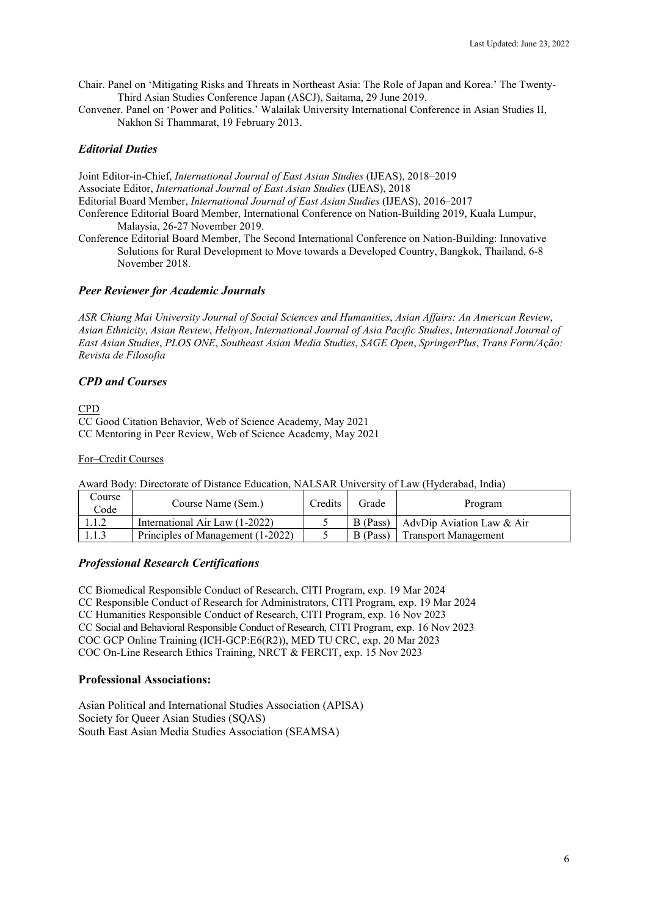Chair. Panel on 'Mitigating Risks and Threats in Northeast Asia: The Role of Japan and Korea.' The Twenty-Third Asian Studies Conference Japan (ASCJ), Saitama, 29 June 2019.

Convener. Panel on 'Power and Politics.' Walailak University International Conference in Asian Studies II, Nakhon Si Thammarat, 19 February 2013.

### *Editorial Duties*

Joint Editor-in-Chief, *International Journal of East Asian Studies* (IJEAS), 2018–2019
Associate Editor, *International Journal of East Asian Studies* (IJEAS), 2018
Editorial Board Member, *International Journal of East Asian Studies* (IJEAS), 2016–2017
Conference Editorial Board Member, International Conference on Nation-Building 2019, Kuala Lumpur, Malaysia, 26-27 November 2019.
Conference Editorial Board Member, The Second International Conference on Nation-Building: Innovative Solutions for Rural Development to Move towards a Developed Country, Bangkok, Thailand, 6-8 November 2018.

### *Peer Reviewer for Academic Journals*

*ASR Chiang Mai University Journal of Social Sciences and Humanities*, *Asian Affairs: An American Review*, *Asian Ethnicity*, *Asian Review*, *Heliyon*, *International Journal of Asia Pacific Studies*, *International Journal of East Asian Studies*, *PLOS ONE*, *Southeast Asian Media Studies*, *SAGE Open*, *SpringerPlus*, *Trans Form/Ação: Revista de Filosofia*

### *CPD and Courses*

<u>CPD</u>
CC Good Citation Behavior, Web of Science Academy, May 2021
CC Mentoring in Peer Review, Web of Science Academy, May 2021

<u>For–Credit Courses</u>

Award Body: Directorate of Distance Education, NALSAR University of Law (Hyderabad, India)

| Course Code | Course Name (Sem.) | Credits | Grade | Program |
|---|---|---|---|---|
| 1.1.2 | International Air Law (1-2022) | 5 | B (Pass) | AdvDip Aviation Law & Air |
| 1.1.3 | Principles of Management (1-2022) | 5 | B (Pass) | Transport Management |

### *Professional Research Certifications*

CC Biomedical Responsible Conduct of Research, CITI Program, exp. 19 Mar 2024
CC Responsible Conduct of Research for Administrators, CITI Program, exp. 19 Mar 2024
CC Humanities Responsible Conduct of Research, CITI Program, exp. 16 Nov 2023
CC Social and Behavioral Responsible Conduct of Research, CITI Program, exp. 16 Nov 2023
COC GCP Online Training (ICH-GCP:E6(R2)), MED TU CRC, exp. 20 Mar 2023
COC On-Line Research Ethics Training, NRCT & FERCIT, exp. 15 Nov 2023

### **Professional Associations:**

Asian Political and International Studies Association (APISA)
Society for Queer Asian Studies (SQAS)
South East Asian Media Studies Association (SEAMSA)